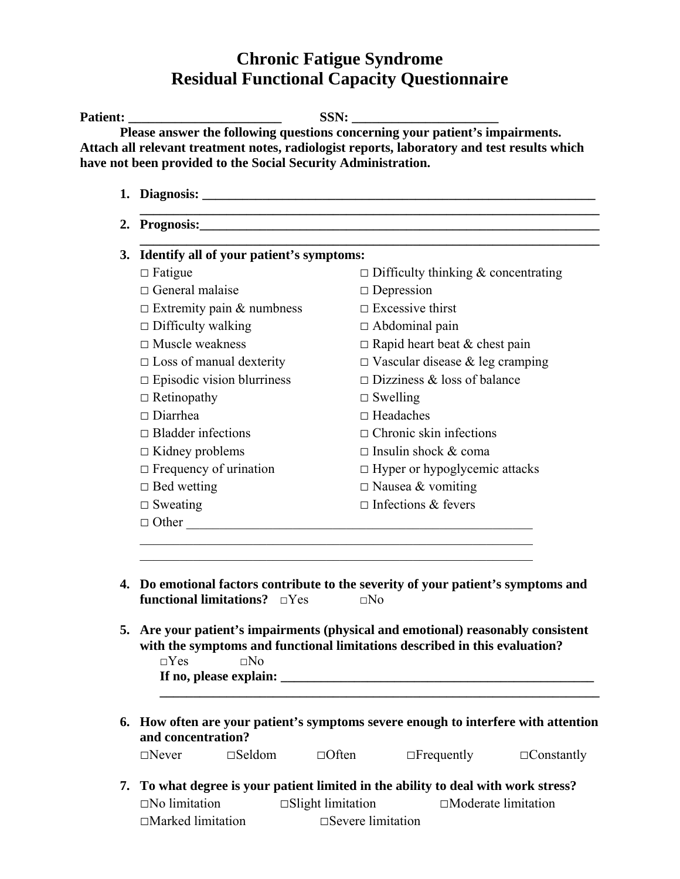# Chronic Fatigue Syndrome
# Residual Functional Capacity Questionnaire

**Patient: _______________________ SSN: ______________________**

**Please answer the following questions concerning your patient's impairments. Attach all relevant treatment notes, radiologist reports, laboratory and test results which have not been provided to the Social Security Administration.**

1. **Diagnosis: _______________________________________________________________**
   **_______________________________________________________________________**

2. **Prognosis:_______________________________________________________________**
   **_______________________________________________________________________**

3. **Identify all of your patient's symptoms:**

   □ Fatigue
   □ General malaise
   □ Extremity pain & numbness
   □ Difficulty walking
   □ Muscle weakness
   □ Loss of manual dexterity
   □ Episodic vision blurriness
   □ Retinopathy
   □ Diarrhea
   □ Bladder infections
   □ Kidney problems
   □ Frequency of urination
   □ Bed wetting
   □ Sweating
   □ Difficulty thinking & concentrating
   □ Depression
   □ Excessive thirst
   □ Abdominal pain
   □ Rapid heart beat & chest pain
   □ Vascular disease & leg cramping
   □ Dizziness & loss of balance
   □ Swelling
   □ Headaches
   □ Chronic skin infections
   □ Insulin shock & coma
   □ Hyper or hypoglycemic attacks
   □ Nausea & vomiting
   □ Infections & fevers
   □ Other ______________________________________________________
   _____________________________________________________________
   _____________________________________________________________

4. **Do emotional factors contribute to the severity of your patient's symptoms and functional limitations?** □Yes □No

5. **Are your patient's impairments (physical and emotional) reasonably consistent with the symptoms and functional limitations described in this evaluation?**
   □Yes □No
   **If no, please explain: _______________________________________________**
   **_______________________________________________________________________**

6. **How often are your patient's symptoms severe enough to interfere with attention and concentration?**
   □Never □Seldom □Often □Frequently □Constantly

7. **To what degree is your patient limited in the ability to deal with work stress?**
   □No limitation □Slight limitation □Moderate limitation
   □Marked limitation □Severe limitation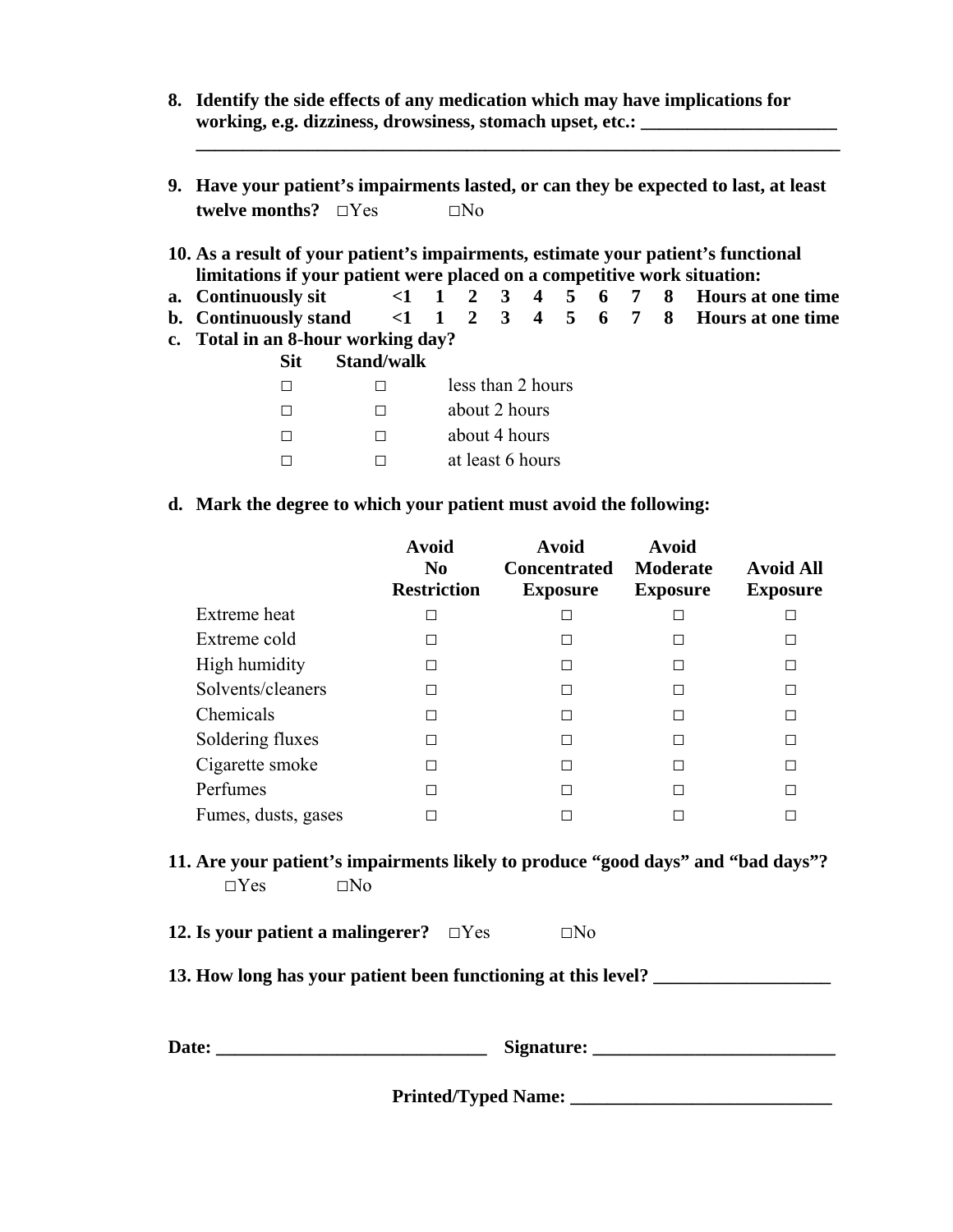**8. Identify the side effects of any medication which may have implications for working, e.g. dizziness, drowsiness, stomach upset, etc.: ______________________**
**______________________________________________________________________**

**9. Have your patient's impairments lasted, or can they be expected to last, at least twelve months?** □Yes □No

**10. As a result of your patient's impairments, estimate your patient's functional limitations if your patient were placed on a competitive work situation:**

**a. Continuously sit <1 1 2 3 4 5 6 7 8 Hours at one time**

**b. Continuously stand <1 1 2 3 4 5 6 7 8 Hours at one time**

**c. Total in an 8-hour working day?**

| Sit | Stand/walk | |
|---|---|---|
| □ | □ | less than 2 hours |
| □ | □ | about 2 hours |
| □ | □ | about 4 hours |
| □ | □ | at least 6 hours |

**d. Mark the degree to which your patient must avoid the following:**

| | Avoid No Restriction | Avoid Concentrated Exposure | Avoid Moderate Exposure | Avoid All Exposure |
|---|---|---|---|---|
| Extreme heat | □ | □ | □ | □ |
| Extreme cold | □ | □ | □ | □ |
| High humidity | □ | □ | □ | □ |
| Solvents/cleaners | □ | □ | □ | □ |
| Chemicals | □ | □ | □ | □ |
| Soldering fluxes | □ | □ | □ | □ |
| Cigarette smoke | □ | □ | □ | □ |
| Perfumes | □ | □ | □ | □ |
| Fumes, dusts, gases | □ | □ | □ | □ |

**11. Are your patient's impairments likely to produce "good days" and "bad days"?**
□Yes □No

**12. Is your patient a malingerer?** □Yes □No

**13. How long has your patient been functioning at this level? ___________________**

**Date: _____________________________ Signature: __________________________**

**Printed/Typed Name: ____________________________**